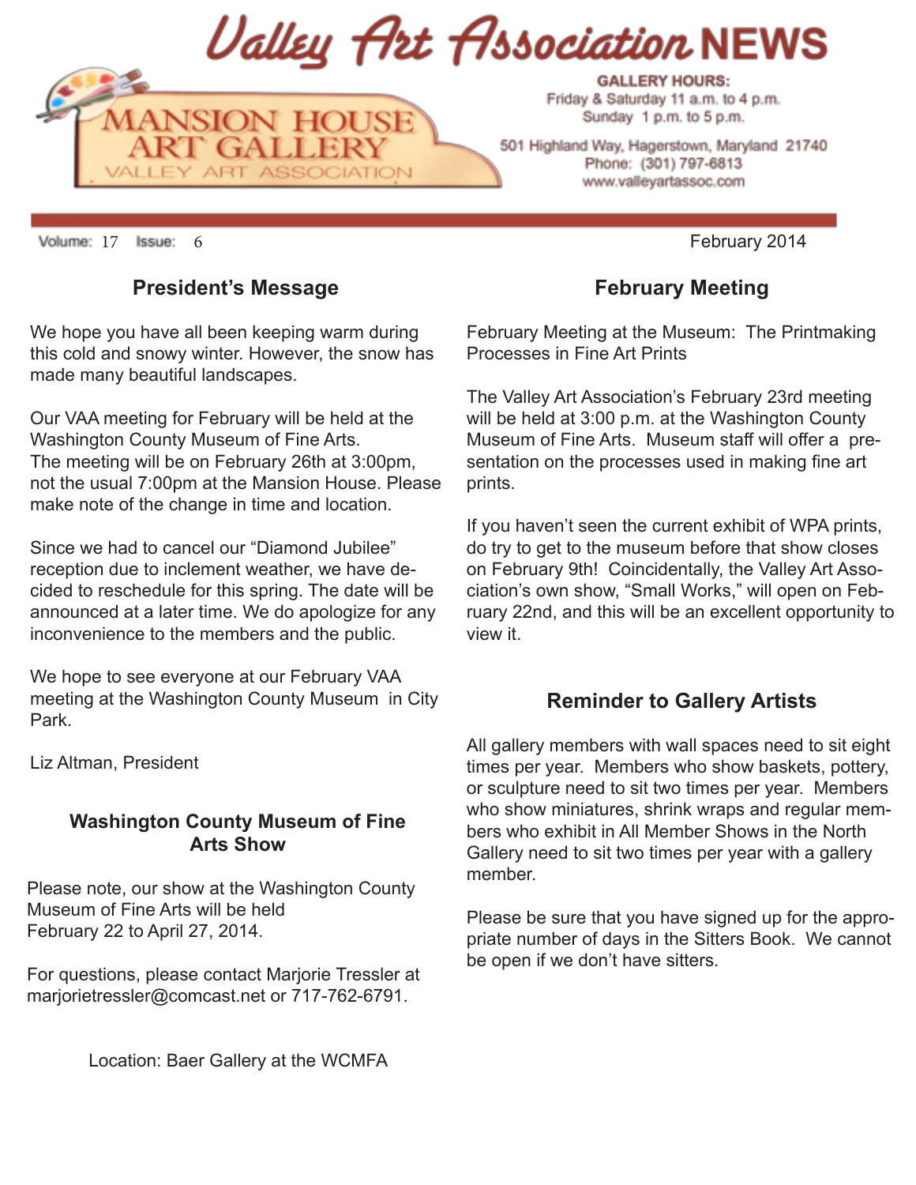# Valley Art Association NEWS

MANSION HOUSE ART GALLERY
VALLEY ART ASSOCIATION

**GALLERY HOURS:**
Friday & Saturday 11 a.m. to 4 p.m.
Sunday 1 p.m. to 5 p.m.

501 Highland Way, Hagerstown, Maryland 21740
Phone: (301) 797-6813
www.valleyartassoc.com

Volume: 17 Issue: 6 February 2014

## President's Message

We hope you have all been keeping warm during this cold and snowy winter. However, the snow has made many beautiful landscapes.

Our VAA meeting for February will be held at the Washington County Museum of Fine Arts. The meeting will be on February 26th at 3:00pm, not the usual 7:00pm at the Mansion House. Please make note of the change in time and location.

Since we had to cancel our "Diamond Jubilee" reception due to inclement weather, we have decided to reschedule for this spring. The date will be announced at a later time. We do apologize for any inconvenience to the members and the public.

We hope to see everyone at our February VAA meeting at the Washington County Museum in City Park.

Liz Altman, President

## Washington County Museum of Fine Arts Show

Please note, our show at the Washington County Museum of Fine Arts will be held February 22 to April 27, 2014.

For questions, please contact Marjorie Tressler at marjorietressler@comcast.net or 717-762-6791.

Location: Baer Gallery at the WCMFA

## February Meeting

February Meeting at the Museum: The Printmaking Processes in Fine Art Prints

The Valley Art Association's February 23rd meeting will be held at 3:00 p.m. at the Washington County Museum of Fine Arts. Museum staff will offer a presentation on the processes used in making fine art prints.

If you haven't seen the current exhibit of WPA prints, do try to get to the museum before that show closes on February 9th! Coincidentally, the Valley Art Association's own show, "Small Works," will open on February 22nd, and this will be an excellent opportunity to view it.

## Reminder to Gallery Artists

All gallery members with wall spaces need to sit eight times per year. Members who show baskets, pottery, or sculpture need to sit two times per year. Members who show miniatures, shrink wraps and regular members who exhibit in All Member Shows in the North Gallery need to sit two times per year with a gallery member.

Please be sure that you have signed up for the appropriate number of days in the Sitters Book. We cannot be open if we don't have sitters.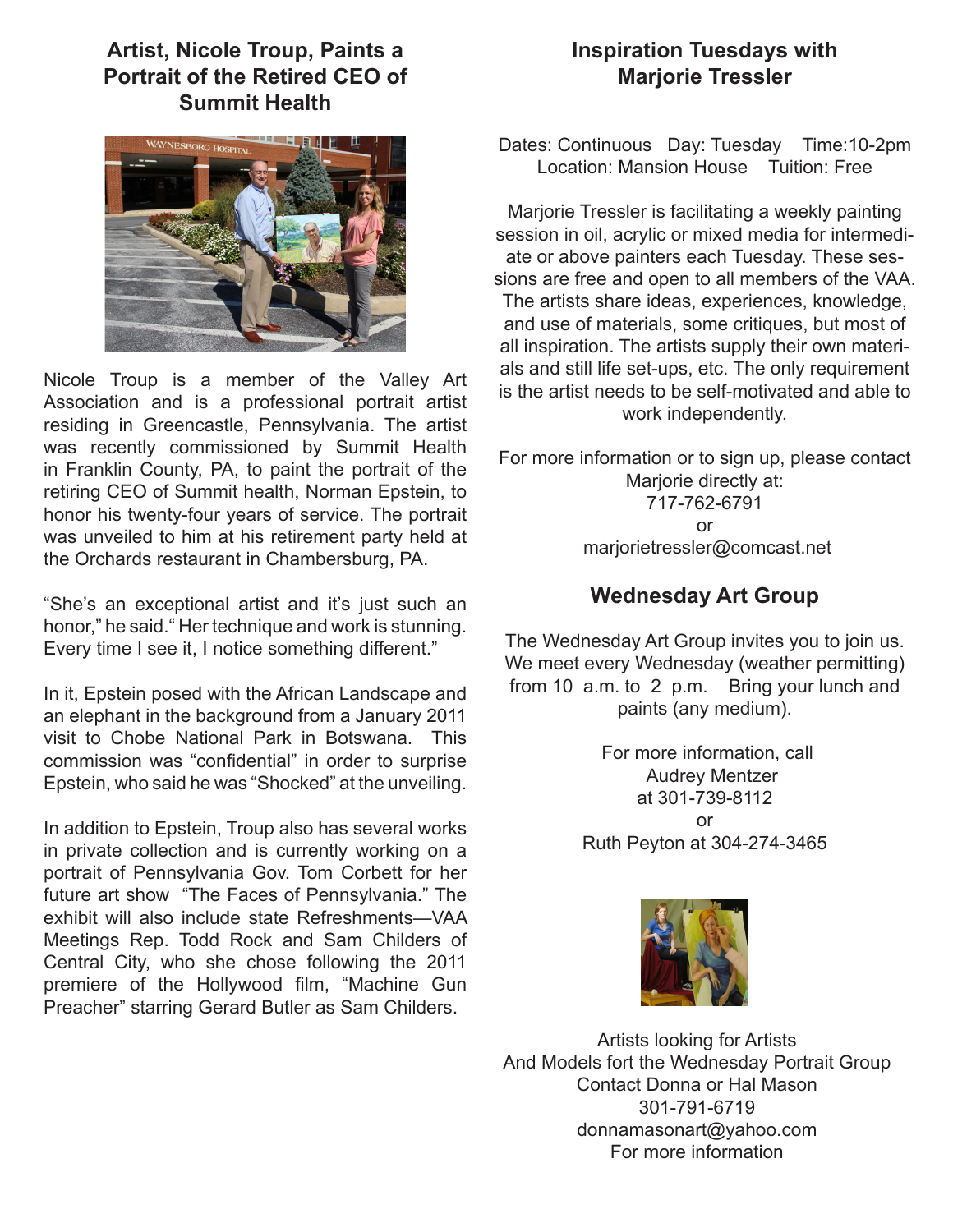## Artist, Nicole Troup, Paints a Portrait of the Retired CEO of Summit Health

Nicole Troup is a member of the Valley Art Association and is a professional portrait artist residing in Greencastle, Pennsylvania. The artist was recently commissioned by Summit Health in Franklin County, PA, to paint the portrait of the retiring CEO of Summit health, Norman Epstein, to honor his twenty-four years of service. The portrait was unveiled to him at his retirement party held at the Orchards restaurant in Chambersburg, PA.

"She's an exceptional artist and it's just such an honor," he said." Her technique and work is stunning. Every time I see it, I notice something different."

In it, Epstein posed with the African Landscape and an elephant in the background from a January 2011 visit to Chobe National Park in Botswana. This commission was "confidential" in order to surprise Epstein, who said he was "Shocked" at the unveiling.

In addition to Epstein, Troup also has several works in private collection and is currently working on a portrait of Pennsylvania Gov. Tom Corbett for her future art show "The Faces of Pennsylvania." The exhibit will also include state Refreshments—VAA Meetings Rep. Todd Rock and Sam Childers of Central City, who she chose following the 2011 premiere of the Hollywood film, "Machine Gun Preacher" starring Gerard Butler as Sam Childers.

## Inspiration Tuesdays with Marjorie Tressler

Dates: Continuous Day: Tuesday Time:10-2pm
Location: Mansion House Tuition: Free

Marjorie Tressler is facilitating a weekly painting session in oil, acrylic or mixed media for intermediate or above painters each Tuesday. These sessions are free and open to all members of the VAA. The artists share ideas, experiences, knowledge, and use of materials, some critiques, but most of all inspiration. The artists supply their own materials and still life set-ups, etc. The only requirement is the artist needs to be self-motivated and able to work independently.

For more information or to sign up, please contact Marjorie directly at:
717-762-6791
or
marjorietressler@comcast.net

## Wednesday Art Group

The Wednesday Art Group invites you to join us. We meet every Wednesday (weather permitting) from 10 a.m. to 2 p.m. Bring your lunch and paints (any medium).

For more information, call
Audrey Mentzer
at 301-739-8112
or
Ruth Peyton at 304-274-3465

Artists looking for Artists
And Models fort the Wednesday Portrait Group
Contact Donna or Hal Mason
301-791-6719
donnamasonart@yahoo.com
For more information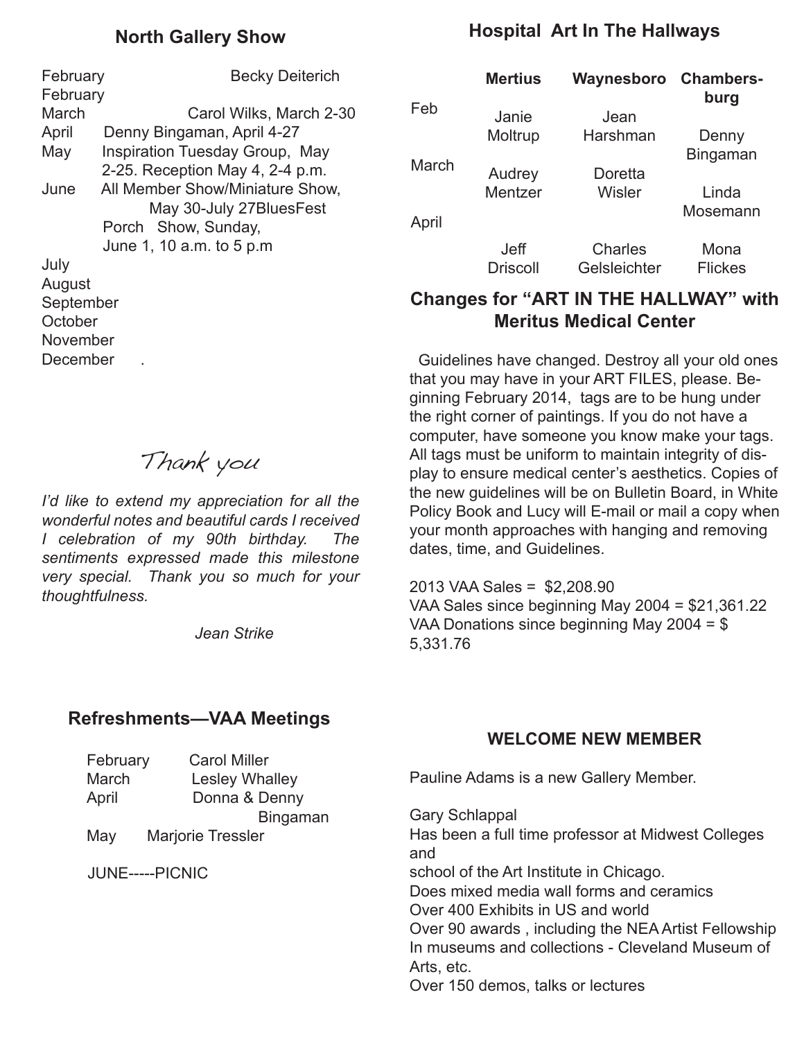## North Gallery Show

February Becky Deiterich
February
March Carol Wilks, March 2-30
April Denny Bingaman, April 4-27
May Inspiration Tuesday Group, May 2-25. Reception May 4, 2-4 p.m.
June All Member Show/Miniature Show, May 30-July 27BluesFest Porch Show, Sunday, June 1, 10 a.m. to 5 p.m
July
August
September
October
November
December .

## Thank you

*I'd like to extend my appreciation for all the wonderful notes and beautiful cards I received I celebration of my 90th birthday. The sentiments expressed made this milestone very special. Thank you so much for your thoughtfulness.*

*Jean Strike*

## Refreshments—VAA Meetings

February Carol Miller
March Lesley Whalley
April Donna & Denny Bingaman
May Marjorie Tressler

JUNE-----PICNIC

## Hospital Art In The Hallways

| | Mertius | Waynesboro | Chambers-burg |
|---|---|---|---|
| Feb | Janie Moltrup | Jean Harshman | Denny Bingaman |
| March | Audrey Mentzer | Doretta Wisler | Linda Mosemann |
| April | Jeff Driscoll | Charles Gelsleichter | Mona Flickes |

## Changes for "ART IN THE HALLWAY" with Meritus Medical Center

Guidelines have changed. Destroy all your old ones that you may have in your ART FILES, please. Beginning February 2014, tags are to be hung under the right corner of paintings. If you do not have a computer, have someone you know make your tags. All tags must be uniform to maintain integrity of display to ensure medical center's aesthetics. Copies of the new guidelines will be on Bulletin Board, in White Policy Book and Lucy will E-mail or mail a copy when your month approaches with hanging and removing dates, time, and Guidelines.

2013 VAA Sales = $2,208.90
VAA Sales since beginning May 2004 = $21,361.22
VAA Donations since beginning May 2004 = $ 5,331.76

### WELCOME NEW MEMBER

Pauline Adams is a new Gallery Member.

Gary Schlappal
Has been a full time professor at Midwest Colleges and
school of the Art Institute in Chicago.
Does mixed media wall forms and ceramics
Over 400 Exhibits in US and world
Over 90 awards , including the NEA Artist Fellowship
In museums and collections - Cleveland Museum of Arts, etc.
Over 150 demos, talks or lectures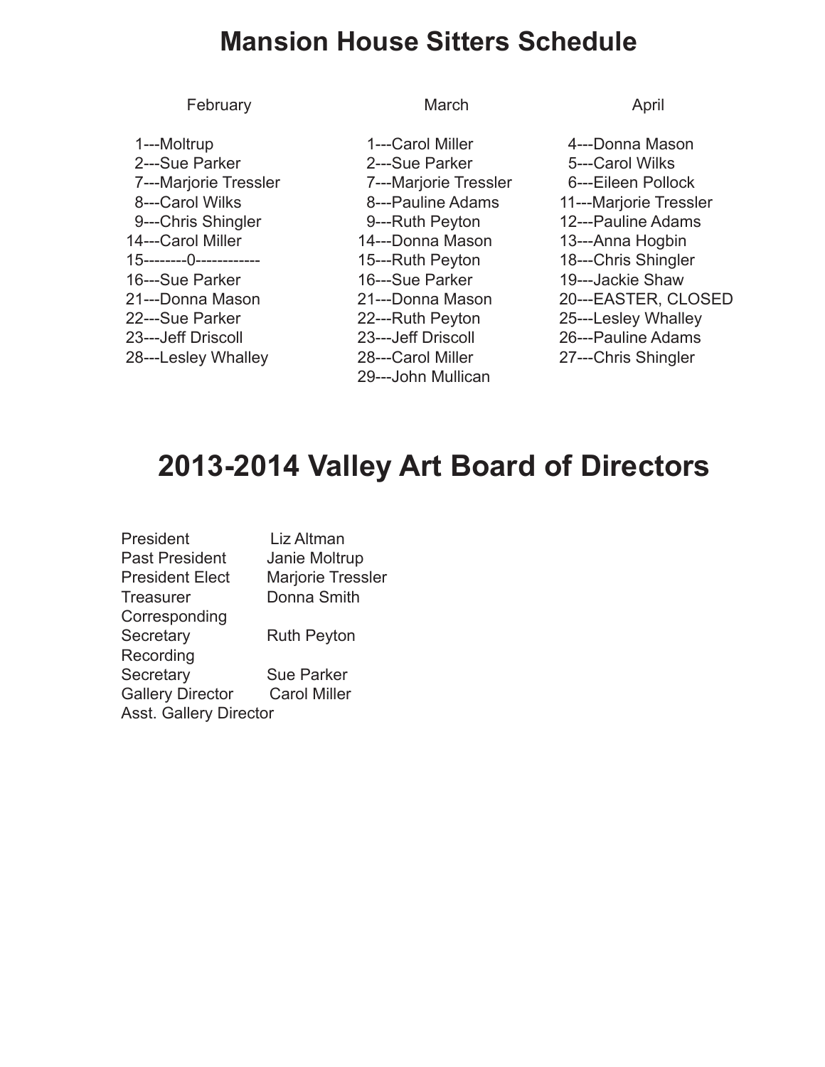# Mansion House Sitters Schedule

February

1---Moltrup
2---Sue Parker
7---Marjorie Tressler
8---Carol Wilks
9---Chris Shingler
14---Carol Miller
15--------0------------
16---Sue Parker
21---Donna Mason
22---Sue Parker
23---Jeff Driscoll
28---Lesley Whalley

March

1---Carol Miller
2---Sue Parker
7---Marjorie Tressler
8---Pauline Adams
9---Ruth Peyton
14---Donna Mason
15---Ruth Peyton
16---Sue Parker
21---Donna Mason
22---Ruth Peyton
23---Jeff Driscoll
28---Carol Miller
29---John Mullican

April

4---Donna Mason
5---Carol Wilks
6---Eileen Pollock
11---Marjorie Tressler
12---Pauline Adams
13---Anna Hogbin
18---Chris Shingler
19---Jackie Shaw
20---EASTER, CLOSED
25---Lesley Whalley
26---Pauline Adams
27---Chris Shingler

# 2013-2014 Valley Art Board of Directors

| | |
|---|---|
| President | Liz Altman |
| Past President | Janie Moltrup |
| President Elect | Marjorie Tressler |
| Treasurer | Donna Smith |
| Corresponding Secretary | Ruth Peyton |
| Recording Secretary | Sue Parker |
| Gallery Director | Carol Miller |
| Asst. Gallery Director | |